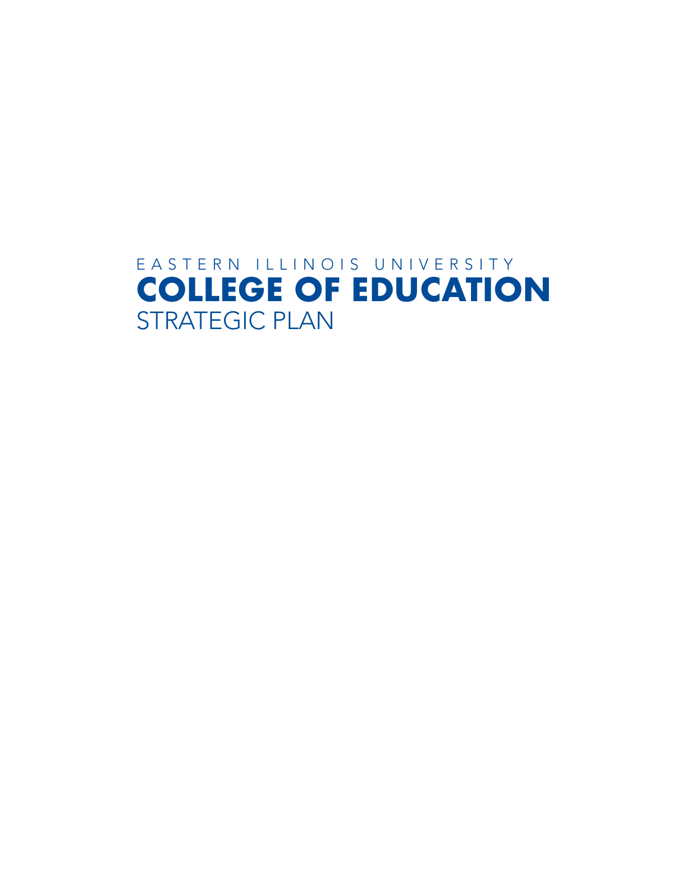EASTERN ILLINOIS UNIVERSITY

# COLLEGE OF EDUCATION

STRATEGIC PLAN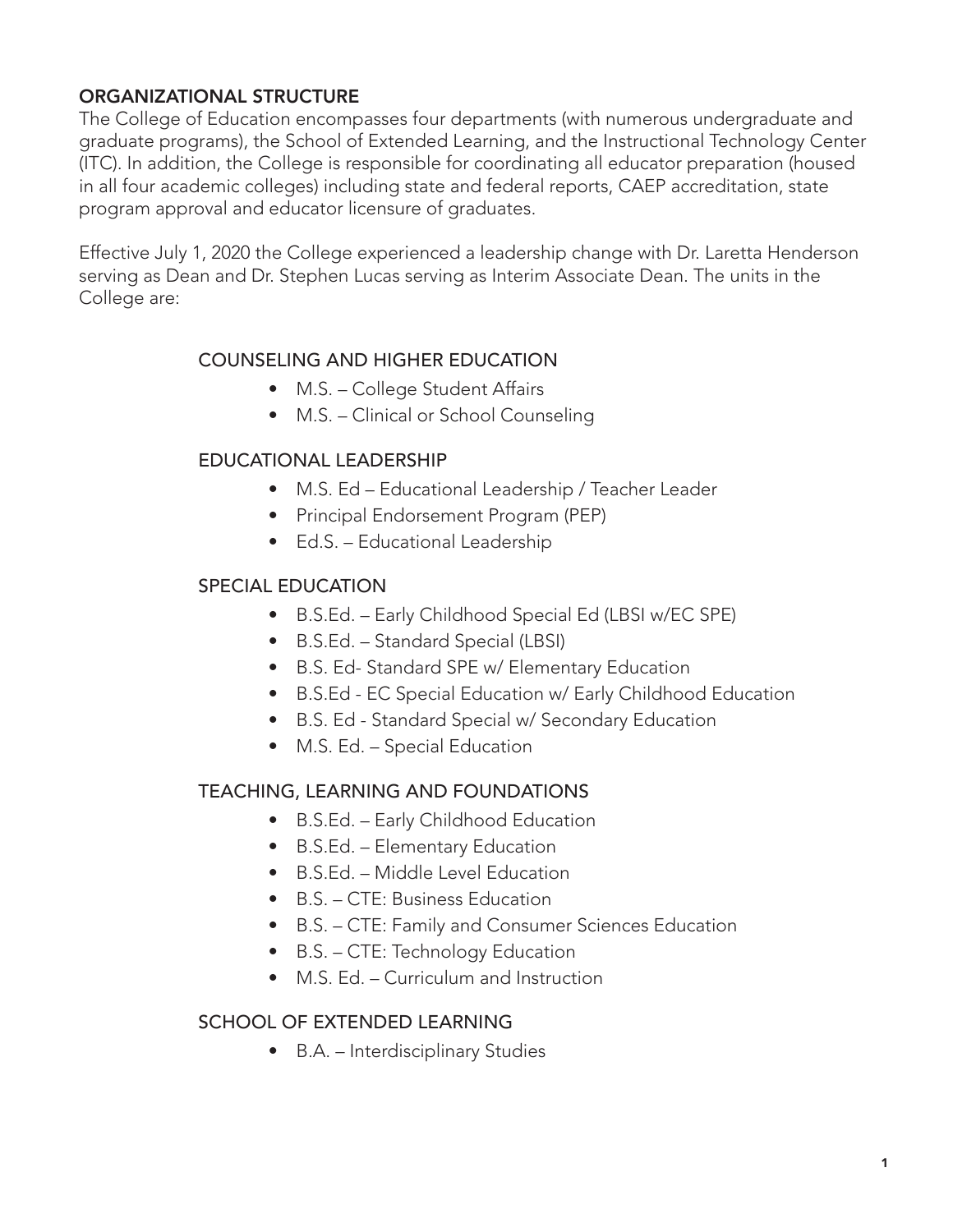## ORGANIZATIONAL STRUCTURE

The College of Education encompasses four departments (with numerous undergraduate and graduate programs), the School of Extended Learning, and the Instructional Technology Center (ITC). In addition, the College is responsible for coordinating all educator preparation (housed in all four academic colleges) including state and federal reports, CAEP accreditation, state program approval and educator licensure of graduates.

Effective July 1, 2020 the College experienced a leadership change with Dr. Laretta Henderson serving as Dean and Dr. Stephen Lucas serving as Interim Associate Dean. The units in the College are:

### COUNSELING AND HIGHER EDUCATION

- M.S. – College Student Affairs
- M.S. – Clinical or School Counseling

### EDUCATIONAL LEADERSHIP

- M.S. Ed – Educational Leadership / Teacher Leader
- Principal Endorsement Program (PEP)
- Ed.S. – Educational Leadership

### SPECIAL EDUCATION

- B.S.Ed. – Early Childhood Special Ed (LBSI w/EC SPE)
- B.S.Ed. – Standard Special (LBSI)
- B.S. Ed- Standard SPE w/ Elementary Education
- B.S.Ed - EC Special Education w/ Early Childhood Education
- B.S. Ed - Standard Special w/ Secondary Education
- M.S. Ed. – Special Education

### TEACHING, LEARNING AND FOUNDATIONS

- B.S.Ed. – Early Childhood Education
- B.S.Ed. – Elementary Education
- B.S.Ed. – Middle Level Education
- B.S. – CTE: Business Education
- B.S. – CTE: Family and Consumer Sciences Education
- B.S. – CTE: Technology Education
- M.S. Ed. – Curriculum and Instruction

### SCHOOL OF EXTENDED LEARNING

- B.A. – Interdisciplinary Studies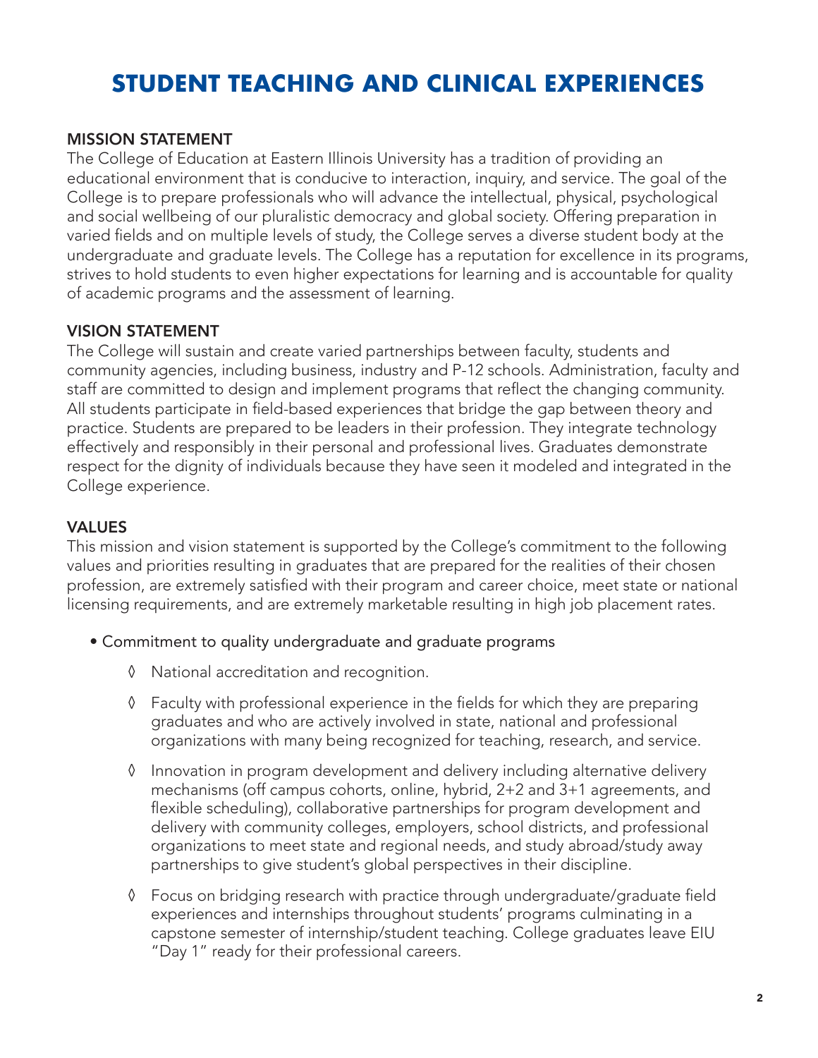# STUDENT TEACHING AND CLINICAL EXPERIENCES

## MISSION STATEMENT

The College of Education at Eastern Illinois University has a tradition of providing an educational environment that is conducive to interaction, inquiry, and service. The goal of the College is to prepare professionals who will advance the intellectual, physical, psychological and social wellbeing of our pluralistic democracy and global society. Offering preparation in varied fields and on multiple levels of study, the College serves a diverse student body at the undergraduate and graduate levels. The College has a reputation for excellence in its programs, strives to hold students to even higher expectations for learning and is accountable for quality of academic programs and the assessment of learning.

## VISION STATEMENT

The College will sustain and create varied partnerships between faculty, students and community agencies, including business, industry and P-12 schools. Administration, faculty and staff are committed to design and implement programs that reflect the changing community. All students participate in field-based experiences that bridge the gap between theory and practice. Students are prepared to be leaders in their profession. They integrate technology effectively and responsibly in their personal and professional lives. Graduates demonstrate respect for the dignity of individuals because they have seen it modeled and integrated in the College experience.

## VALUES

This mission and vision statement is supported by the College's commitment to the following values and priorities resulting in graduates that are prepared for the realities of their chosen profession, are extremely satisfied with their program and career choice, meet state or national licensing requirements, and are extremely marketable resulting in high job placement rates.

- Commitment to quality undergraduate and graduate programs
  - National accreditation and recognition.
  - Faculty with professional experience in the fields for which they are preparing graduates and who are actively involved in state, national and professional organizations with many being recognized for teaching, research, and service.
  - Innovation in program development and delivery including alternative delivery mechanisms (off campus cohorts, online, hybrid, 2+2 and 3+1 agreements, and flexible scheduling), collaborative partnerships for program development and delivery with community colleges, employers, school districts, and professional organizations to meet state and regional needs, and study abroad/study away partnerships to give student's global perspectives in their discipline.
  - Focus on bridging research with practice through undergraduate/graduate field experiences and internships throughout students' programs culminating in a capstone semester of internship/student teaching. College graduates leave EIU "Day 1" ready for their professional careers.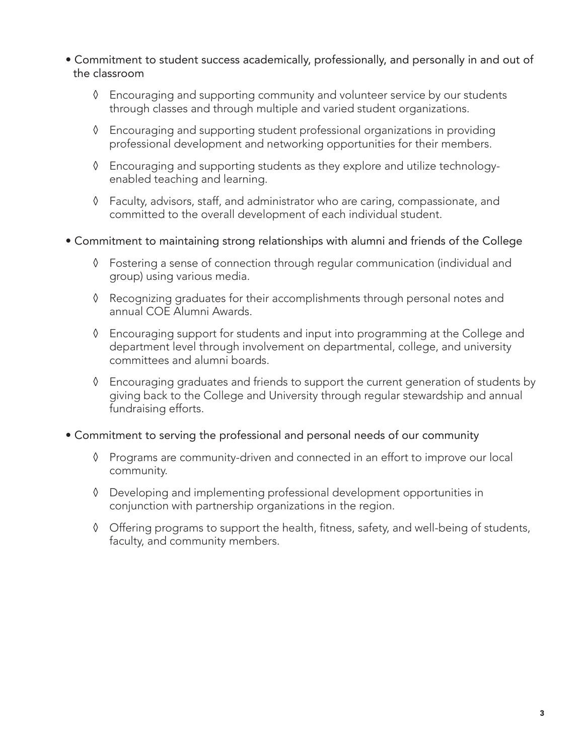- Commitment to student success academically, professionally, and personally in and out of the classroom
  - ◊ Encouraging and supporting community and volunteer service by our students through classes and through multiple and varied student organizations.
  - ◊ Encouraging and supporting student professional organizations in providing professional development and networking opportunities for their members.
  - ◊ Encouraging and supporting students as they explore and utilize technology-enabled teaching and learning.
  - ◊ Faculty, advisors, staff, and administrator who are caring, compassionate, and committed to the overall development of each individual student.
- Commitment to maintaining strong relationships with alumni and friends of the College
  - ◊ Fostering a sense of connection through regular communication (individual and group) using various media.
  - ◊ Recognizing graduates for their accomplishments through personal notes and annual COE Alumni Awards.
  - ◊ Encouraging support for students and input into programming at the College and department level through involvement on departmental, college, and university committees and alumni boards.
  - ◊ Encouraging graduates and friends to support the current generation of students by giving back to the College and University through regular stewardship and annual fundraising efforts.
- Commitment to serving the professional and personal needs of our community
  - ◊ Programs are community-driven and connected in an effort to improve our local community.
  - ◊ Developing and implementing professional development opportunities in conjunction with partnership organizations in the region.
  - ◊ Offering programs to support the health, fitness, safety, and well-being of students, faculty, and community members.